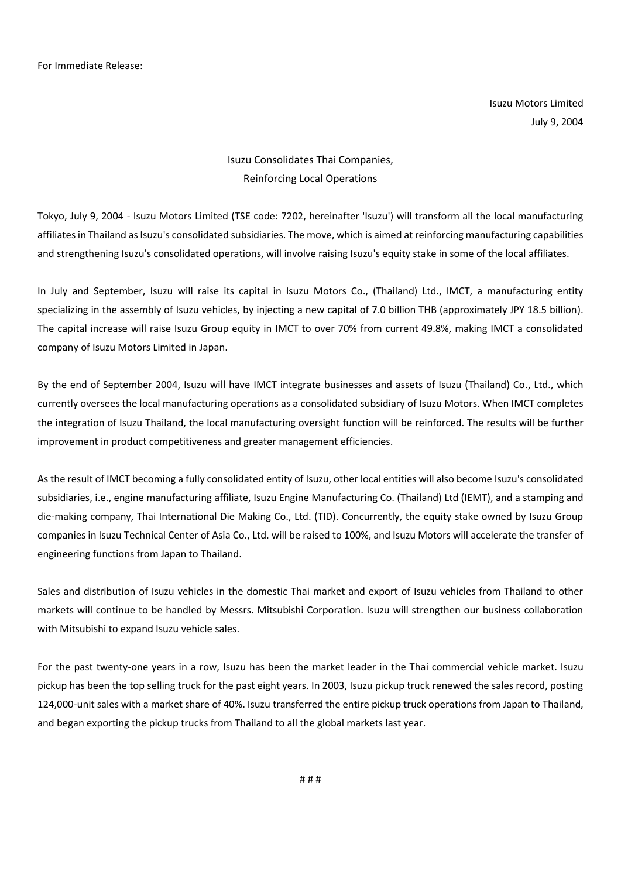For Immediate Release:

Isuzu Motors Limited
July 9, 2004

# Isuzu Consolidates Thai Companies, Reinforcing Local Operations

Tokyo, July 9, 2004 - Isuzu Motors Limited (TSE code: 7202, hereinafter 'Isuzu') will transform all the local manufacturing affiliates in Thailand as Isuzu's consolidated subsidiaries. The move, which is aimed at reinforcing manufacturing capabilities and strengthening Isuzu's consolidated operations, will involve raising Isuzu's equity stake in some of the local affiliates.

In July and September, Isuzu will raise its capital in Isuzu Motors Co., (Thailand) Ltd., IMCT, a manufacturing entity specializing in the assembly of Isuzu vehicles, by injecting a new capital of 7.0 billion THB (approximately JPY 18.5 billion). The capital increase will raise Isuzu Group equity in IMCT to over 70% from current 49.8%, making IMCT a consolidated company of Isuzu Motors Limited in Japan.

By the end of September 2004, Isuzu will have IMCT integrate businesses and assets of Isuzu (Thailand) Co., Ltd., which currently oversees the local manufacturing operations as a consolidated subsidiary of Isuzu Motors. When IMCT completes the integration of Isuzu Thailand, the local manufacturing oversight function will be reinforced. The results will be further improvement in product competitiveness and greater management efficiencies.

As the result of IMCT becoming a fully consolidated entity of Isuzu, other local entities will also become Isuzu's consolidated subsidiaries, i.e., engine manufacturing affiliate, Isuzu Engine Manufacturing Co. (Thailand) Ltd (IEMT), and a stamping and die-making company, Thai International Die Making Co., Ltd. (TID). Concurrently, the equity stake owned by Isuzu Group companies in Isuzu Technical Center of Asia Co., Ltd. will be raised to 100%, and Isuzu Motors will accelerate the transfer of engineering functions from Japan to Thailand.

Sales and distribution of Isuzu vehicles in the domestic Thai market and export of Isuzu vehicles from Thailand to other markets will continue to be handled by Messrs. Mitsubishi Corporation. Isuzu will strengthen our business collaboration with Mitsubishi to expand Isuzu vehicle sales.

For the past twenty-one years in a row, Isuzu has been the market leader in the Thai commercial vehicle market. Isuzu pickup has been the top selling truck for the past eight years. In 2003, Isuzu pickup truck renewed the sales record, posting 124,000-unit sales with a market share of 40%. Isuzu transferred the entire pickup truck operations from Japan to Thailand, and began exporting the pickup trucks from Thailand to all the global markets last year.

# # #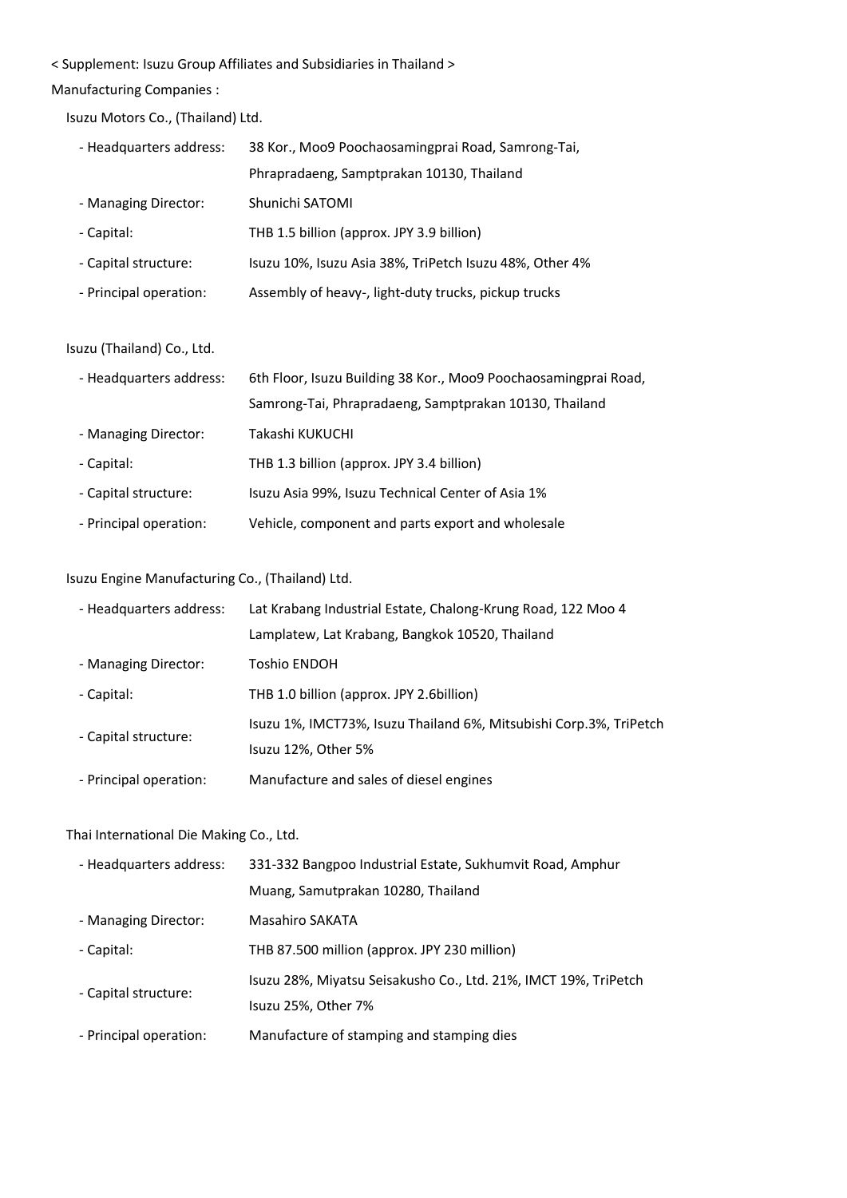< Supplement: Isuzu Group Affiliates and Subsidiaries in Thailand >

Manufacturing Companies :

Isuzu Motors Co., (Thailand) Ltd.

| | |
|---|---|
| - Headquarters address: | 38 Kor., Moo9 Poochaosamingprai Road, Samrong-Tai, Phrapradaeng, Samptprakan 10130, Thailand |
| - Managing Director: | Shunichi SATOMI |
| - Capital: | THB 1.5 billion (approx. JPY 3.9 billion) |
| - Capital structure: | Isuzu 10%, Isuzu Asia 38%, TriPetch Isuzu 48%, Other 4% |
| - Principal operation: | Assembly of heavy-, light-duty trucks, pickup trucks |

Isuzu (Thailand) Co., Ltd.

| | |
|---|---|
| - Headquarters address: | 6th Floor, Isuzu Building 38 Kor., Moo9 Poochaosamingprai Road, Samrong-Tai, Phrapradaeng, Samptprakan 10130, Thailand |
| - Managing Director: | Takashi KUKUCHI |
| - Capital: | THB 1.3 billion (approx. JPY 3.4 billion) |
| - Capital structure: | Isuzu Asia 99%, Isuzu Technical Center of Asia 1% |
| - Principal operation: | Vehicle, component and parts export and wholesale |

Isuzu Engine Manufacturing Co., (Thailand) Ltd.

| | |
|---|---|
| - Headquarters address: | Lat Krabang Industrial Estate, Chalong-Krung Road, 122 Moo 4 Lamplatew, Lat Krabang, Bangkok 10520, Thailand |
| - Managing Director: | Toshio ENDOH |
| - Capital: | THB 1.0 billion (approx. JPY 2.6billion) |
| - Capital structure: | Isuzu 1%, IMCT73%, Isuzu Thailand 6%, Mitsubishi Corp.3%, TriPetch Isuzu 12%, Other 5% |
| - Principal operation: | Manufacture and sales of diesel engines |

Thai International Die Making Co., Ltd.

| | |
|---|---|
| - Headquarters address: | 331-332 Bangpoo Industrial Estate, Sukhumvit Road, Amphur Muang, Samutprakan 10280, Thailand |
| - Managing Director: | Masahiro SAKATA |
| - Capital: | THB 87.500 million (approx. JPY 230 million) |
| - Capital structure: | Isuzu 28%, Miyatsu Seisakusho Co., Ltd. 21%, IMCT 19%, TriPetch Isuzu 25%, Other 7% |
| - Principal operation: | Manufacture of stamping and stamping dies |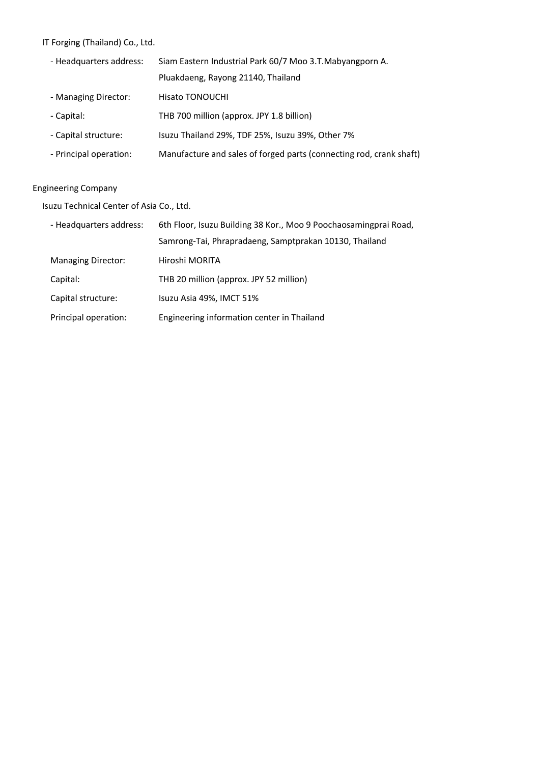IT Forging (Thailand) Co., Ltd.

- Headquarters address: Siam Eastern Industrial Park 60/7 Moo 3.T.Mabyangporn A. Pluakdaeng, Rayong 21140, Thailand
- Managing Director: Hisato TONOUCHI
- Capital: THB 700 million (approx. JPY 1.8 billion)
- Capital structure: Isuzu Thailand 29%, TDF 25%, Isuzu 39%, Other 7%
- Principal operation: Manufacture and sales of forged parts (connecting rod, crank shaft)

Engineering Company

Isuzu Technical Center of Asia Co., Ltd.

- Headquarters address: 6th Floor, Isuzu Building 38 Kor., Moo 9 Poochaosamingprai Road, Samrong-Tai, Phrapradaeng, Samptprakan 10130, Thailand

Managing Director: Hiroshi MORITA

Capital: THB 20 million (approx. JPY 52 million)

Capital structure: Isuzu Asia 49%, IMCT 51%

Principal operation: Engineering information center in Thailand